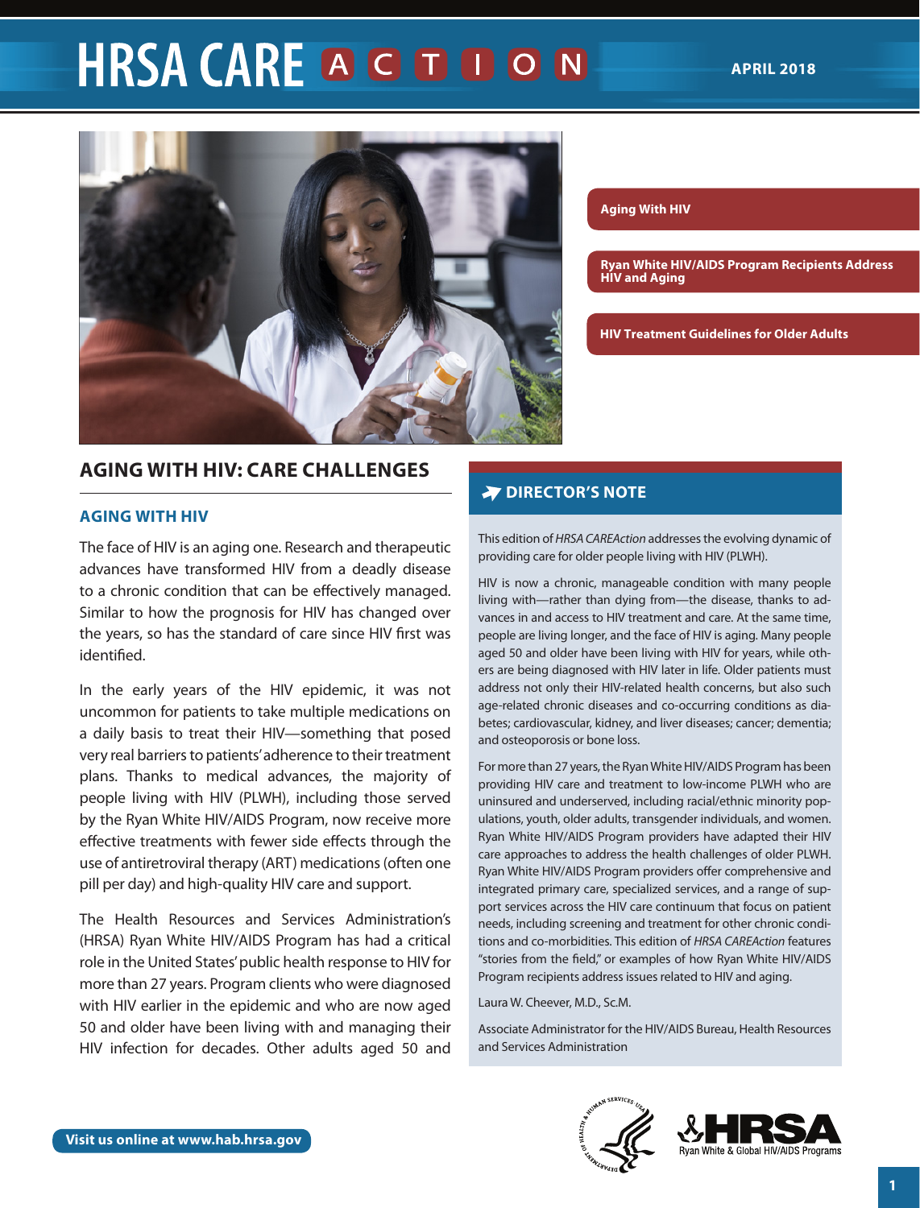# HRSA CARE ACTION

APRIL 2018

- Aging With HIV
- Ryan White HIV/AIDS Program Recipients Address HIV and Aging
- HIV Treatment Guidelines for Older Adults

## AGING WITH HIV: CARE CHALLENGES

### AGING WITH HIV

The face of HIV is an aging one. Research and therapeutic advances have transformed HIV from a deadly disease to a chronic condition that can be effectively managed. Similar to how the prognosis for HIV has changed over the years, so has the standard of care since HIV first was identified.

In the early years of the HIV epidemic, it was not uncommon for patients to take multiple medications on a daily basis to treat their HIV—something that posed very real barriers to patients' adherence to their treatment plans. Thanks to medical advances, the majority of people living with HIV (PLWH), including those served by the Ryan White HIV/AIDS Program, now receive more effective treatments with fewer side effects through the use of antiretroviral therapy (ART) medications (often one pill per day) and high-quality HIV care and support.

The Health Resources and Services Administration's (HRSA) Ryan White HIV/AIDS Program has had a critical role in the United States' public health response to HIV for more than 27 years. Program clients who were diagnosed with HIV earlier in the epidemic and who are now aged 50 and older have been living with and managing their HIV infection for decades. Other adults aged 50 and

### DIRECTOR'S NOTE

This edition of *HRSA CAREAction* addresses the evolving dynamic of providing care for older people living with HIV (PLWH).

HIV is now a chronic, manageable condition with many people living with—rather than dying from—the disease, thanks to advances in and access to HIV treatment and care. At the same time, people are living longer, and the face of HIV is aging. Many people aged 50 and older have been living with HIV for years, while others are being diagnosed with HIV later in life. Older patients must address not only their HIV-related health concerns, but also such age-related chronic diseases and co-occurring conditions as diabetes; cardiovascular, kidney, and liver diseases; cancer; dementia; and osteoporosis or bone loss.

For more than 27 years, the Ryan White HIV/AIDS Program has been providing HIV care and treatment to low-income PLWH who are uninsured and underserved, including racial/ethnic minority populations, youth, older adults, transgender individuals, and women. Ryan White HIV/AIDS Program providers have adapted their HIV care approaches to address the health challenges of older PLWH. Ryan White HIV/AIDS Program providers offer comprehensive and integrated primary care, specialized services, and a range of support services across the HIV care continuum that focus on patient needs, including screening and treatment for other chronic conditions and co-morbidities. This edition of *HRSA CAREAction* features "stories from the field," or examples of how Ryan White HIV/AIDS Program recipients address issues related to HIV and aging.

Laura W. Cheever, M.D., Sc.M.

Associate Administrator for the HIV/AIDS Bureau, Health Resources and Services Administration

Visit us online at www.hab.hrsa.gov

HRSA Ryan White & Global HIV/AIDS Programs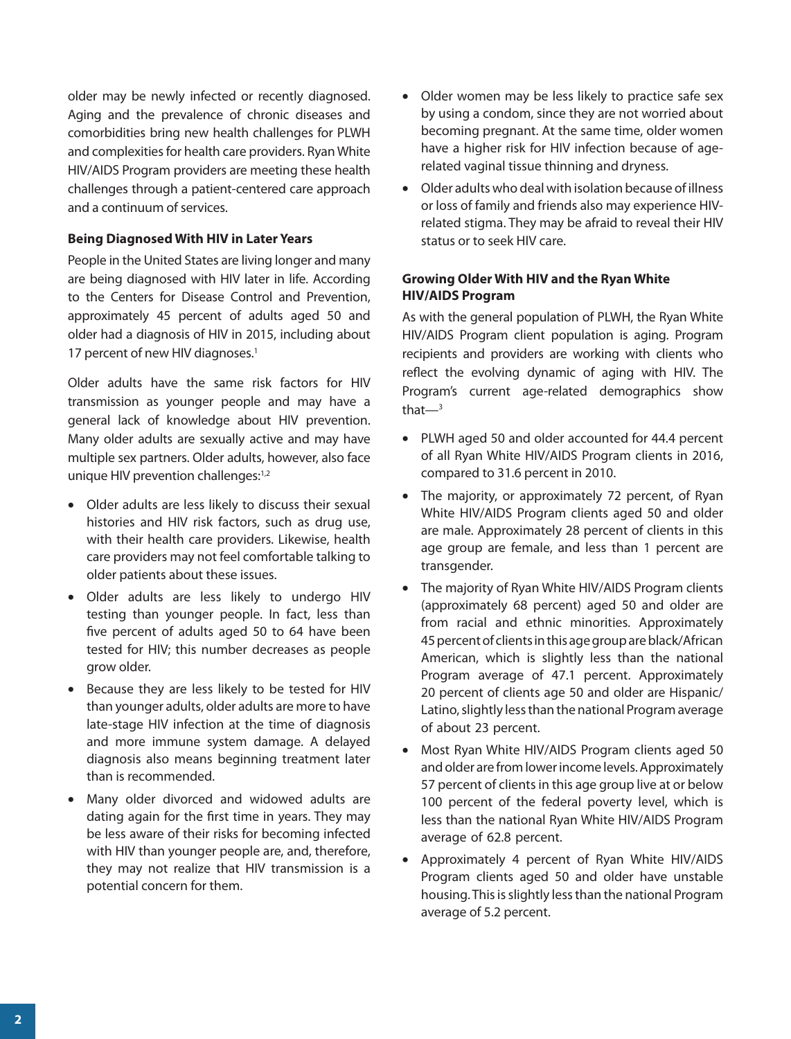older may be newly infected or recently diagnosed. Aging and the prevalence of chronic diseases and comorbidities bring new health challenges for PLWH and complexities for health care providers. Ryan White HIV/AIDS Program providers are meeting these health challenges through a patient-centered care approach and a continuum of services.

**Being Diagnosed With HIV in Later Years**

People in the United States are living longer and many are being diagnosed with HIV later in life. According to the Centers for Disease Control and Prevention, approximately 45 percent of adults aged 50 and older had a diagnosis of HIV in 2015, including about 17 percent of new HIV diagnoses.[1]

Older adults have the same risk factors for HIV transmission as younger people and may have a general lack of knowledge about HIV prevention. Many older adults are sexually active and may have multiple sex partners. Older adults, however, also face unique HIV prevention challenges:[1,2]

- Older adults are less likely to discuss their sexual histories and HIV risk factors, such as drug use, with their health care providers. Likewise, health care providers may not feel comfortable talking to older patients about these issues.
- Older adults are less likely to undergo HIV testing than younger people. In fact, less than five percent of adults aged 50 to 64 have been tested for HIV; this number decreases as people grow older.
- Because they are less likely to be tested for HIV than younger adults, older adults are more to have late-stage HIV infection at the time of diagnosis and more immune system damage. A delayed diagnosis also means beginning treatment later than is recommended.
- Many older divorced and widowed adults are dating again for the first time in years. They may be less aware of their risks for becoming infected with HIV than younger people are, and, therefore, they may not realize that HIV transmission is a potential concern for them.
- Older women may be less likely to practice safe sex by using a condom, since they are not worried about becoming pregnant. At the same time, older women have a higher risk for HIV infection because of age-related vaginal tissue thinning and dryness.
- Older adults who deal with isolation because of illness or loss of family and friends also may experience HIV-related stigma. They may be afraid to reveal their HIV status or to seek HIV care.

**Growing Older With HIV and the Ryan White HIV/AIDS Program**

As with the general population of PLWH, the Ryan White HIV/AIDS Program client population is aging. Program recipients and providers are working with clients who reflect the evolving dynamic of aging with HIV. The Program's current age-related demographics show that—[3]

- PLWH aged 50 and older accounted for 44.4 percent of all Ryan White HIV/AIDS Program clients in 2016, compared to 31.6 percent in 2010.
- The majority, or approximately 72 percent, of Ryan White HIV/AIDS Program clients aged 50 and older are male. Approximately 28 percent of clients in this age group are female, and less than 1 percent are transgender.
- The majority of Ryan White HIV/AIDS Program clients (approximately 68 percent) aged 50 and older are from racial and ethnic minorities. Approximately 45 percent of clients in this age group are black/African American, which is slightly less than the national Program average of 47.1 percent. Approximately 20 percent of clients age 50 and older are Hispanic/Latino, slightly less than the national Program average of about 23 percent.
- Most Ryan White HIV/AIDS Program clients aged 50 and older are from lower income levels. Approximately 57 percent of clients in this age group live at or below 100 percent of the federal poverty level, which is less than the national Ryan White HIV/AIDS Program average of 62.8 percent.
- Approximately 4 percent of Ryan White HIV/AIDS Program clients aged 50 and older have unstable housing. This is slightly less than the national Program average of 5.2 percent.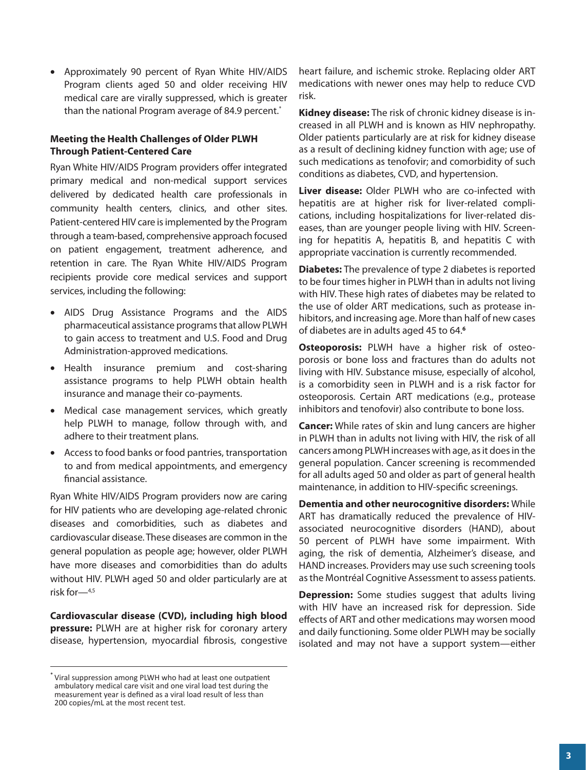- Approximately 90 percent of Ryan White HIV/AIDS Program clients aged 50 and older receiving HIV medical care are virally suppressed, which is greater than the national Program average of 84.9 percent.*

### Meeting the Health Challenges of Older PLWH Through Patient-Centered Care

Ryan White HIV/AIDS Program providers offer integrated primary medical and non-medical support services delivered by dedicated health care professionals in community health centers, clinics, and other sites. Patient-centered HIV care is implemented by the Program through a team-based, comprehensive approach focused on patient engagement, treatment adherence, and retention in care. The Ryan White HIV/AIDS Program recipients provide core medical services and support services, including the following:

- AIDS Drug Assistance Programs and the AIDS pharmaceutical assistance programs that allow PLWH to gain access to treatment and U.S. Food and Drug Administration-approved medications.
- Health insurance premium and cost-sharing assistance programs to help PLWH obtain health insurance and manage their co-payments.
- Medical case management services, which greatly help PLWH to manage, follow through with, and adhere to their treatment plans.
- Access to food banks or food pantries, transportation to and from medical appointments, and emergency financial assistance.

Ryan White HIV/AIDS Program providers now are caring for HIV patients who are developing age-related chronic diseases and comorbidities, such as diabetes and cardiovascular disease. These diseases are common in the general population as people age; however, older PLWH have more diseases and comorbidities than do adults without HIV. PLWH aged 50 and older particularly are at risk for—[4,5]

**Cardiovascular disease (CVD), including high blood pressure:** PLWH are at higher risk for coronary artery disease, hypertension, myocardial fibrosis, congestive heart failure, and ischemic stroke. Replacing older ART medications with newer ones may help to reduce CVD risk.

**Kidney disease:** The risk of chronic kidney disease is increased in all PLWH and is known as HIV nephropathy. Older patients particularly are at risk for kidney disease as a result of declining kidney function with age; use of such medications as tenofovir; and comorbidity of such conditions as diabetes, CVD, and hypertension.

**Liver disease:** Older PLWH who are co-infected with hepatitis are at higher risk for liver-related complications, including hospitalizations for liver-related diseases, than are younger people living with HIV. Screening for hepatitis A, hepatitis B, and hepatitis C with appropriate vaccination is currently recommended.

**Diabetes:** The prevalence of type 2 diabetes is reported to be four times higher in PLWH than in adults not living with HIV. These high rates of diabetes may be related to the use of older ART medications, such as protease inhibitors, and increasing age. More than half of new cases of diabetes are in adults aged 45 to 64.[6]

**Osteoporosis:** PLWH have a higher risk of osteoporosis or bone loss and fractures than do adults not living with HIV. Substance misuse, especially of alcohol, is a comorbidity seen in PLWH and is a risk factor for osteoporosis. Certain ART medications (e.g., protease inhibitors and tenofovir) also contribute to bone loss.

**Cancer:** While rates of skin and lung cancers are higher in PLWH than in adults not living with HIV, the risk of all cancers among PLWH increases with age, as it does in the general population. Cancer screening is recommended for all adults aged 50 and older as part of general health maintenance, in addition to HIV-specific screenings.

**Dementia and other neurocognitive disorders:** While ART has dramatically reduced the prevalence of HIV-associated neurocognitive disorders (HAND), about 50 percent of PLWH have some impairment. With aging, the risk of dementia, Alzheimer's disease, and HAND increases. Providers may use such screening tools as the Montréal Cognitive Assessment to assess patients.

**Depression:** Some studies suggest that adults living with HIV have an increased risk for depression. Side effects of ART and other medications may worsen mood and daily functioning. Some older PLWH may be socially isolated and may not have a support system—either

\* Viral suppression among PLWH who had at least one outpatient ambulatory medical care visit and one viral load test during the measurement year is defined as a viral load result of less than 200 copies/mL at the most recent test.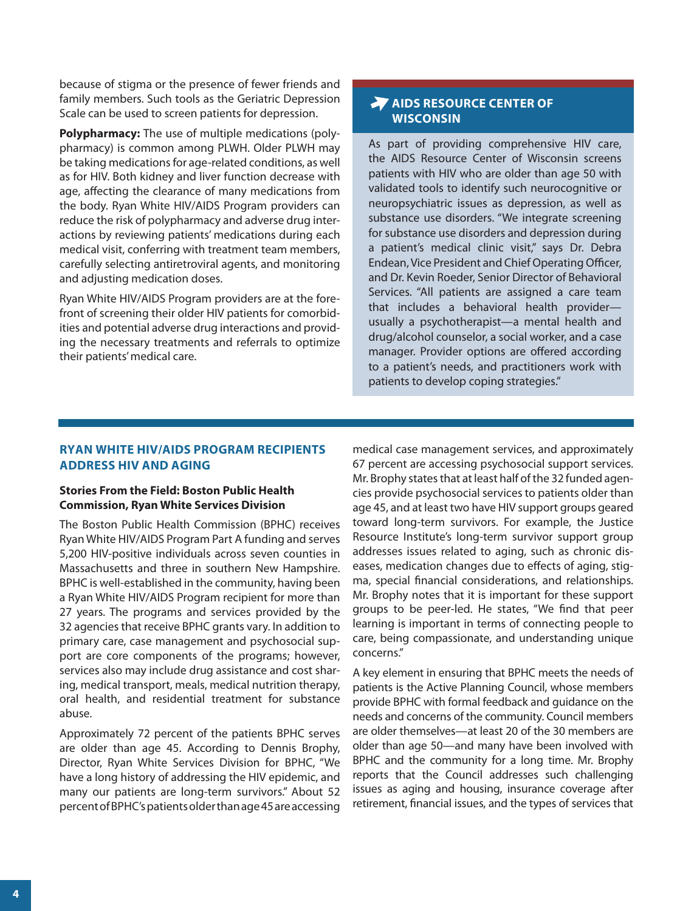because of stigma or the presence of fewer friends and family members. Such tools as the Geriatric Depression Scale can be used to screen patients for depression.

**Polypharmacy:** The use of multiple medications (polypharmacy) is common among PLWH. Older PLWH may be taking medications for age-related conditions, as well as for HIV. Both kidney and liver function decrease with age, affecting the clearance of many medications from the body. Ryan White HIV/AIDS Program providers can reduce the risk of polypharmacy and adverse drug interactions by reviewing patients' medications during each medical visit, conferring with treatment team members, carefully selecting antiretroviral agents, and monitoring and adjusting medication doses.

Ryan White HIV/AIDS Program providers are at the forefront of screening their older HIV patients for comorbidities and potential adverse drug interactions and providing the necessary treatments and referrals to optimize their patients' medical care.

### AIDS RESOURCE CENTER OF WISCONSIN

As part of providing comprehensive HIV care, the AIDS Resource Center of Wisconsin screens patients with HIV who are older than age 50 with validated tools to identify such neurocognitive or neuropsychiatric issues as depression, as well as substance use disorders. "We integrate screening for substance use disorders and depression during a patient's medical clinic visit," says Dr. Debra Endean, Vice President and Chief Operating Officer, and Dr. Kevin Roeder, Senior Director of Behavioral Services. "All patients are assigned a care team that includes a behavioral health provider—usually a psychotherapist—a mental health and drug/alcohol counselor, a social worker, and a case manager. Provider options are offered according to a patient's needs, and practitioners work with patients to develop coping strategies."

## RYAN WHITE HIV/AIDS PROGRAM RECIPIENTS ADDRESS HIV AND AGING

### Stories From the Field: Boston Public Health Commission, Ryan White Services Division

The Boston Public Health Commission (BPHC) receives Ryan White HIV/AIDS Program Part A funding and serves 5,200 HIV-positive individuals across seven counties in Massachusetts and three in southern New Hampshire. BPHC is well-established in the community, having been a Ryan White HIV/AIDS Program recipient for more than 27 years. The programs and services provided by the 32 agencies that receive BPHC grants vary. In addition to primary care, case management and psychosocial support are core components of the programs; however, services also may include drug assistance and cost sharing, medical transport, meals, medical nutrition therapy, oral health, and residential treatment for substance abuse.

Approximately 72 percent of the patients BPHC serves are older than age 45. According to Dennis Brophy, Director, Ryan White Services Division for BPHC, "We have a long history of addressing the HIV epidemic, and many our patients are long-term survivors." About 52 percent of BPHC's patients older than age 45 are accessing medical case management services, and approximately 67 percent are accessing psychosocial support services. Mr. Brophy states that at least half of the 32 funded agencies provide psychosocial services to patients older than age 45, and at least two have HIV support groups geared toward long-term survivors. For example, the Justice Resource Institute's long-term survivor support group addresses issues related to aging, such as chronic diseases, medication changes due to effects of aging, stigma, special financial considerations, and relationships. Mr. Brophy notes that it is important for these support groups to be peer-led. He states, "We find that peer learning is important in terms of connecting people to care, being compassionate, and understanding unique concerns."

A key element in ensuring that BPHC meets the needs of patients is the Active Planning Council, whose members provide BPHC with formal feedback and guidance on the needs and concerns of the community. Council members are older themselves—at least 20 of the 30 members are older than age 50—and many have been involved with BPHC and the community for a long time. Mr. Brophy reports that the Council addresses such challenging issues as aging and housing, insurance coverage after retirement, financial issues, and the types of services that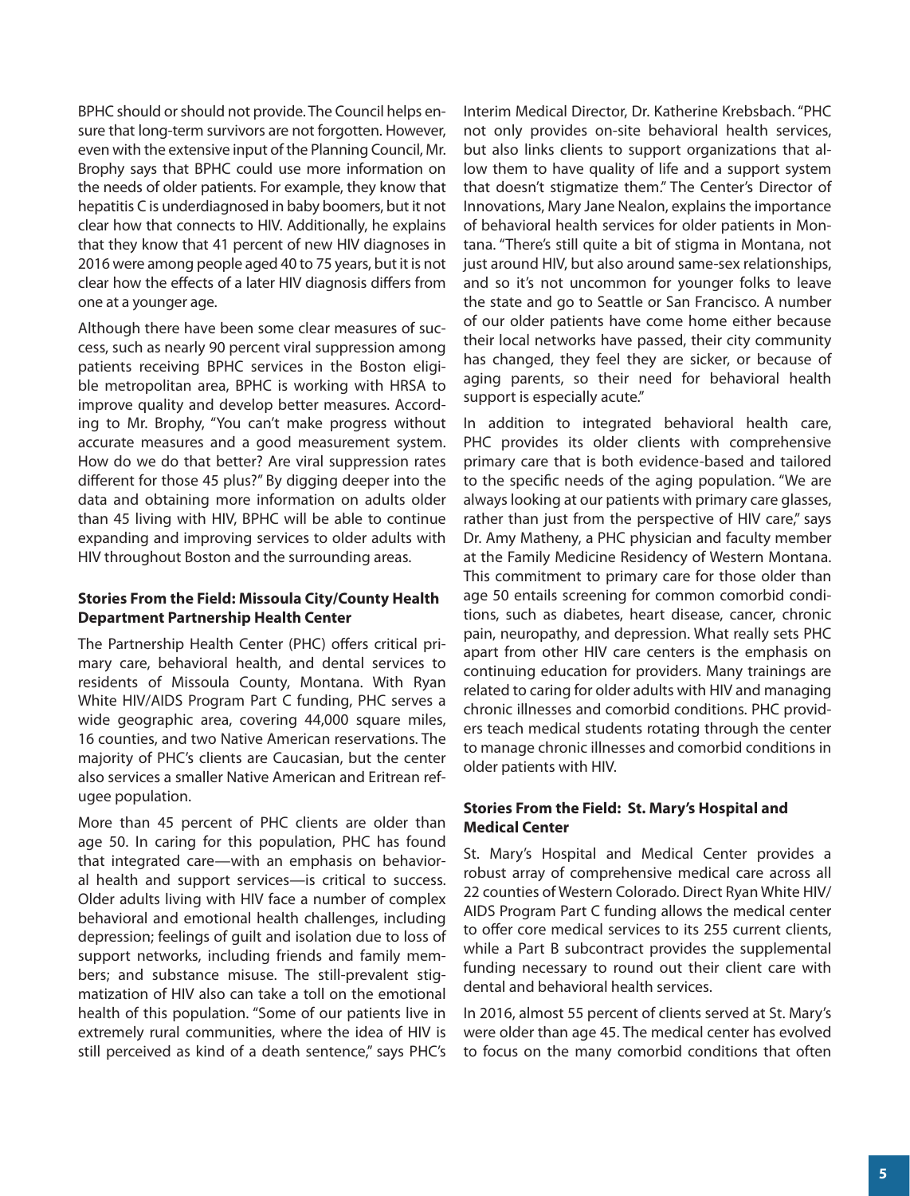BPHC should or should not provide. The Council helps ensure that long-term survivors are not forgotten. However, even with the extensive input of the Planning Council, Mr. Brophy says that BPHC could use more information on the needs of older patients. For example, they know that hepatitis C is underdiagnosed in baby boomers, but it not clear how that connects to HIV. Additionally, he explains that they know that 41 percent of new HIV diagnoses in 2016 were among people aged 40 to 75 years, but it is not clear how the effects of a later HIV diagnosis differs from one at a younger age.

Although there have been some clear measures of success, such as nearly 90 percent viral suppression among patients receiving BPHC services in the Boston eligible metropolitan area, BPHC is working with HRSA to improve quality and develop better measures. According to Mr. Brophy, "You can't make progress without accurate measures and a good measurement system. How do we do that better? Are viral suppression rates different for those 45 plus?" By digging deeper into the data and obtaining more information on adults older than 45 living with HIV, BPHC will be able to continue expanding and improving services to older adults with HIV throughout Boston and the surrounding areas.

### Stories From the Field: Missoula City/County Health Department Partnership Health Center

The Partnership Health Center (PHC) offers critical primary care, behavioral health, and dental services to residents of Missoula County, Montana. With Ryan White HIV/AIDS Program Part C funding, PHC serves a wide geographic area, covering 44,000 square miles, 16 counties, and two Native American reservations. The majority of PHC's clients are Caucasian, but the center also services a smaller Native American and Eritrean refugee population.

More than 45 percent of PHC clients are older than age 50. In caring for this population, PHC has found that integrated care—with an emphasis on behavioral health and support services—is critical to success. Older adults living with HIV face a number of complex behavioral and emotional health challenges, including depression; feelings of guilt and isolation due to loss of support networks, including friends and family members; and substance misuse. The still-prevalent stigmatization of HIV also can take a toll on the emotional health of this population. "Some of our patients live in extremely rural communities, where the idea of HIV is still perceived as kind of a death sentence," says PHC's Interim Medical Director, Dr. Katherine Krebsbach. "PHC not only provides on-site behavioral health services, but also links clients to support organizations that allow them to have quality of life and a support system that doesn't stigmatize them." The Center's Director of Innovations, Mary Jane Nealon, explains the importance of behavioral health services for older patients in Montana. "There's still quite a bit of stigma in Montana, not just around HIV, but also around same-sex relationships, and so it's not uncommon for younger folks to leave the state and go to Seattle or San Francisco. A number of our older patients have come home either because their local networks have passed, their city community has changed, they feel they are sicker, or because of aging parents, so their need for behavioral health support is especially acute."

In addition to integrated behavioral health care, PHC provides its older clients with comprehensive primary care that is both evidence-based and tailored to the specific needs of the aging population. "We are always looking at our patients with primary care glasses, rather than just from the perspective of HIV care," says Dr. Amy Matheny, a PHC physician and faculty member at the Family Medicine Residency of Western Montana. This commitment to primary care for those older than age 50 entails screening for common comorbid conditions, such as diabetes, heart disease, cancer, chronic pain, neuropathy, and depression. What really sets PHC apart from other HIV care centers is the emphasis on continuing education for providers. Many trainings are related to caring for older adults with HIV and managing chronic illnesses and comorbid conditions. PHC providers teach medical students rotating through the center to manage chronic illnesses and comorbid conditions in older patients with HIV.

### Stories From the Field: St. Mary's Hospital and Medical Center

St. Mary's Hospital and Medical Center provides a robust array of comprehensive medical care across all 22 counties of Western Colorado. Direct Ryan White HIV/AIDS Program Part C funding allows the medical center to offer core medical services to its 255 current clients, while a Part B subcontract provides the supplemental funding necessary to round out their client care with dental and behavioral health services.

In 2016, almost 55 percent of clients served at St. Mary's were older than age 45. The medical center has evolved to focus on the many comorbid conditions that often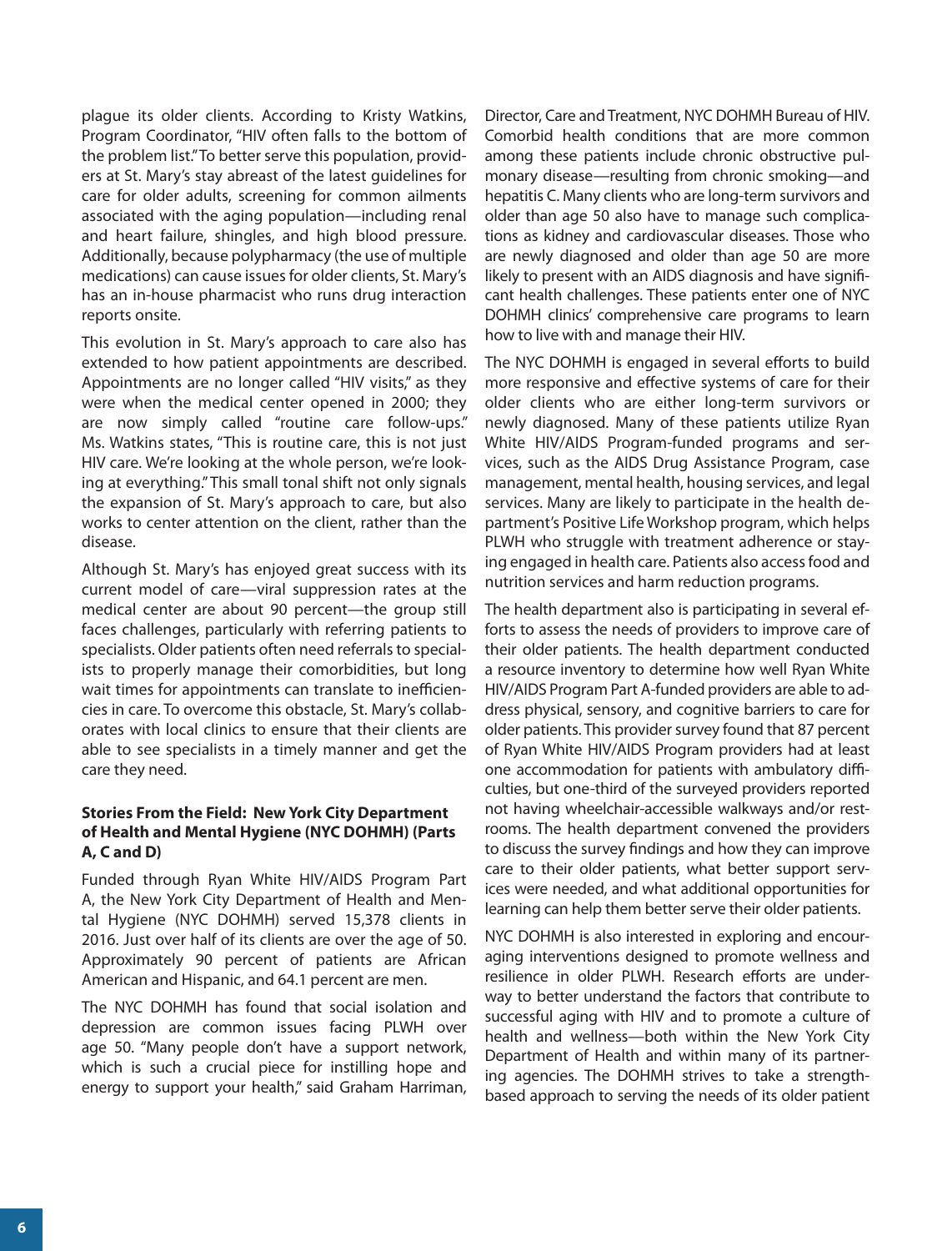plague its older clients. According to Kristy Watkins, Program Coordinator, "HIV often falls to the bottom of the problem list." To better serve this population, providers at St. Mary's stay abreast of the latest guidelines for care for older adults, screening for common ailments associated with the aging population—including renal and heart failure, shingles, and high blood pressure. Additionally, because polypharmacy (the use of multiple medications) can cause issues for older clients, St. Mary's has an in-house pharmacist who runs drug interaction reports onsite.

This evolution in St. Mary's approach to care also has extended to how patient appointments are described. Appointments are no longer called "HIV visits," as they were when the medical center opened in 2000; they are now simply called "routine care follow-ups." Ms. Watkins states, "This is routine care, this is not just HIV care. We're looking at the whole person, we're looking at everything." This small tonal shift not only signals the expansion of St. Mary's approach to care, but also works to center attention on the client, rather than the disease.

Although St. Mary's has enjoyed great success with its current model of care—viral suppression rates at the medical center are about 90 percent—the group still faces challenges, particularly with referring patients to specialists. Older patients often need referrals to specialists to properly manage their comorbidities, but long wait times for appointments can translate to inefficiencies in care. To overcome this obstacle, St. Mary's collaborates with local clinics to ensure that their clients are able to see specialists in a timely manner and get the care they need.

### Stories From the Field: New York City Department of Health and Mental Hygiene (NYC DOHMH) (Parts A, C and D)

Funded through Ryan White HIV/AIDS Program Part A, the New York City Department of Health and Mental Hygiene (NYC DOHMH) served 15,378 clients in 2016. Just over half of its clients are over the age of 50. Approximately 90 percent of patients are African American and Hispanic, and 64.1 percent are men.

The NYC DOHMH has found that social isolation and depression are common issues facing PLWH over age 50. "Many people don't have a support network, which is such a crucial piece for instilling hope and energy to support your health," said Graham Harriman, Director, Care and Treatment, NYC DOHMH Bureau of HIV. Comorbid health conditions that are more common among these patients include chronic obstructive pulmonary disease—resulting from chronic smoking—and hepatitis C. Many clients who are long-term survivors and older than age 50 also have to manage such complications as kidney and cardiovascular diseases. Those who are newly diagnosed and older than age 50 are more likely to present with an AIDS diagnosis and have significant health challenges. These patients enter one of NYC DOHMH clinics' comprehensive care programs to learn how to live with and manage their HIV.

The NYC DOHMH is engaged in several efforts to build more responsive and effective systems of care for their older clients who are either long-term survivors or newly diagnosed. Many of these patients utilize Ryan White HIV/AIDS Program-funded programs and services, such as the AIDS Drug Assistance Program, case management, mental health, housing services, and legal services. Many are likely to participate in the health department's Positive Life Workshop program, which helps PLWH who struggle with treatment adherence or staying engaged in health care. Patients also access food and nutrition services and harm reduction programs.

The health department also is participating in several efforts to assess the needs of providers to improve care of their older patients. The health department conducted a resource inventory to determine how well Ryan White HIV/AIDS Program Part A-funded providers are able to address physical, sensory, and cognitive barriers to care for older patients. This provider survey found that 87 percent of Ryan White HIV/AIDS Program providers had at least one accommodation for patients with ambulatory difficulties, but one-third of the surveyed providers reported not having wheelchair-accessible walkways and/or restrooms. The health department convened the providers to discuss the survey findings and how they can improve care to their older patients, what better support services were needed, and what additional opportunities for learning can help them better serve their older patients.

NYC DOHMH is also interested in exploring and encouraging interventions designed to promote wellness and resilience in older PLWH. Research efforts are underway to better understand the factors that contribute to successful aging with HIV and to promote a culture of health and wellness—both within the New York City Department of Health and within many of its partnering agencies. The DOHMH strives to take a strength-based approach to serving the needs of its older patient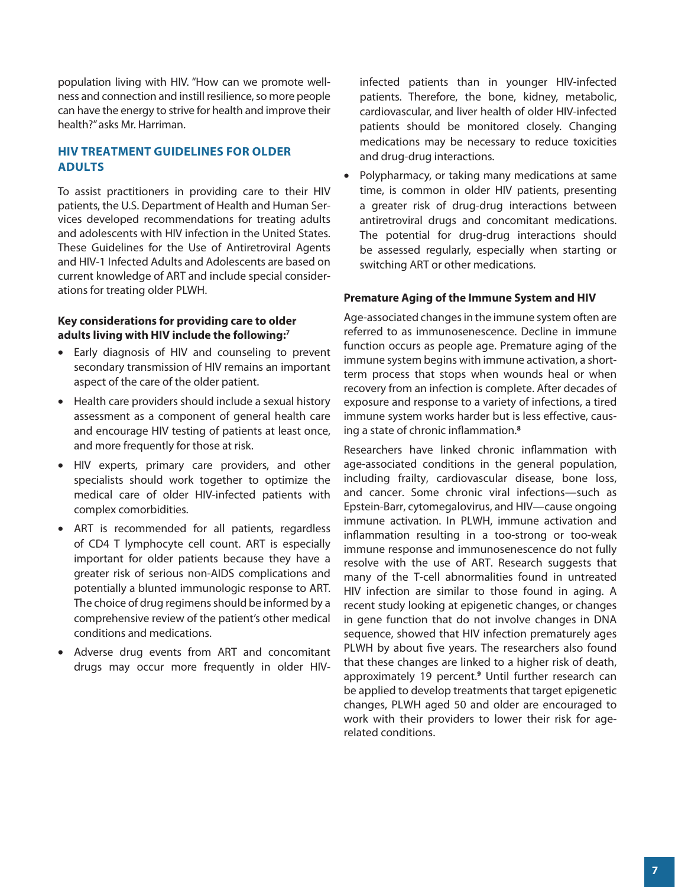population living with HIV. "How can we promote wellness and connection and instill resilience, so more people can have the energy to strive for health and improve their health?" asks Mr. Harriman.

## HIV TREATMENT GUIDELINES FOR OLDER ADULTS

To assist practitioners in providing care to their HIV patients, the U.S. Department of Health and Human Services developed recommendations for treating adults and adolescents with HIV infection in the United States. These Guidelines for the Use of Antiretroviral Agents and HIV-1 Infected Adults and Adolescents are based on current knowledge of ART and include special considerations for treating older PLWH.

**Key considerations for providing care to older adults living with HIV include the following:[7]**

- Early diagnosis of HIV and counseling to prevent secondary transmission of HIV remains an important aspect of the care of the older patient.
- Health care providers should include a sexual history assessment as a component of general health care and encourage HIV testing of patients at least once, and more frequently for those at risk.
- HIV experts, primary care providers, and other specialists should work together to optimize the medical care of older HIV-infected patients with complex comorbidities.
- ART is recommended for all patients, regardless of CD4 T lymphocyte cell count. ART is especially important for older patients because they have a greater risk of serious non-AIDS complications and potentially a blunted immunologic response to ART. The choice of drug regimens should be informed by a comprehensive review of the patient's other medical conditions and medications.
- Adverse drug events from ART and concomitant drugs may occur more frequently in older HIV-infected patients than in younger HIV-infected patients. Therefore, the bone, kidney, metabolic, cardiovascular, and liver health of older HIV-infected patients should be monitored closely. Changing medications may be necessary to reduce toxicities and drug-drug interactions.
- Polypharmacy, or taking many medications at same time, is common in older HIV patients, presenting a greater risk of drug-drug interactions between antiretroviral drugs and concomitant medications. The potential for drug-drug interactions should be assessed regularly, especially when starting or switching ART or other medications.

### Premature Aging of the Immune System and HIV

Age-associated changes in the immune system often are referred to as immunosenescence. Decline in immune function occurs as people age. Premature aging of the immune system begins with immune activation, a short-term process that stops when wounds heal or when recovery from an infection is complete. After decades of exposure and response to a variety of infections, a tired immune system works harder but is less effective, causing a state of chronic inflammation.[8]

Researchers have linked chronic inflammation with age-associated conditions in the general population, including frailty, cardiovascular disease, bone loss, and cancer. Some chronic viral infections—such as Epstein-Barr, cytomegalovirus, and HIV—cause ongoing immune activation. In PLWH, immune activation and inflammation resulting in a too-strong or too-weak immune response and immunosenescence do not fully resolve with the use of ART. Research suggests that many of the T-cell abnormalities found in untreated HIV infection are similar to those found in aging. A recent study looking at epigenetic changes, or changes in gene function that do not involve changes in DNA sequence, showed that HIV infection prematurely ages PLWH by about five years. The researchers also found that these changes are linked to a higher risk of death, approximately 19 percent.[9] Until further research can be applied to develop treatments that target epigenetic changes, PLWH aged 50 and older are encouraged to work with their providers to lower their risk for age-related conditions.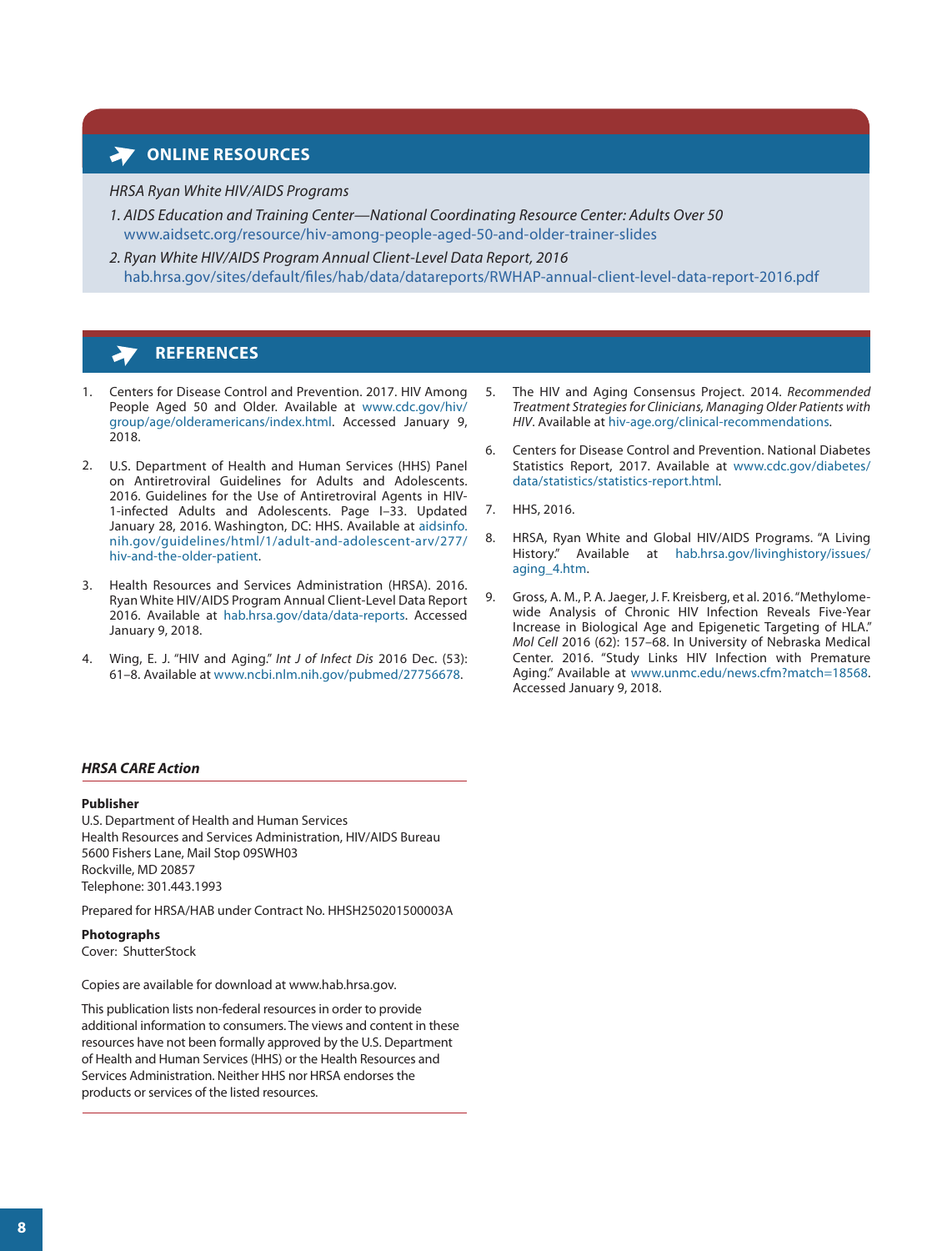## ONLINE RESOURCES

*HRSA Ryan White HIV/AIDS Programs*

1. *AIDS Education and Training Center—National Coordinating Resource Center: Adults Over 50*
   www.aidsetc.org/resource/hiv-among-people-aged-50-and-older-trainer-slides
2. *Ryan White HIV/AIDS Program Annual Client-Level Data Report, 2016*
   hab.hrsa.gov/sites/default/files/hab/data/datareports/RWHAP-annual-client-level-data-report-2016.pdf

## REFERENCES

1. Centers for Disease Control and Prevention. 2017. HIV Among People Aged 50 and Older. Available at www.cdc.gov/hiv/group/age/olderamericans/index.html. Accessed January 9, 2018.
2. U.S. Department of Health and Human Services (HHS) Panel on Antiretroviral Guidelines for Adults and Adolescents. 2016. Guidelines for the Use of Antiretroviral Agents in HIV-1-infected Adults and Adolescents. Page I–33. Updated January 28, 2016. Washington, DC: HHS. Available at aidsinfo.nih.gov/guidelines/html/1/adult-and-adolescent-arv/277/hiv-and-the-older-patient.
3. Health Resources and Services Administration (HRSA). 2016. Ryan White HIV/AIDS Program Annual Client-Level Data Report 2016. Available at hab.hrsa.gov/data/data-reports. Accessed January 9, 2018.
4. Wing, E. J. "HIV and Aging." *Int J of Infect Dis* 2016 Dec. (53): 61–8. Available at www.ncbi.nlm.nih.gov/pubmed/27756678.
5. The HIV and Aging Consensus Project. 2014. *Recommended Treatment Strategies for Clinicians, Managing Older Patients with HIV*. Available at hiv-age.org/clinical-recommendations.
6. Centers for Disease Control and Prevention. National Diabetes Statistics Report, 2017. Available at www.cdc.gov/diabetes/data/statistics/statistics-report.html.
7. HHS, 2016.
8. HRSA, Ryan White and Global HIV/AIDS Programs. "A Living History." Available at hab.hrsa.gov/livinghistory/issues/aging_4.htm.
9. Gross, A. M., P. A. Jaeger, J. F. Kreisberg, et al. 2016. "Methylome-wide Analysis of Chronic HIV Infection Reveals Five-Year Increase in Biological Age and Epigenetic Targeting of HLA." *Mol Cell* 2016 (62): 157–68. In University of Nebraska Medical Center. 2016. "Study Links HIV Infection with Premature Aging." Available at www.unmc.edu/news.cfm?match=18568. Accessed January 9, 2018.

***HRSA CARE Action***

**Publisher**
U.S. Department of Health and Human Services
Health Resources and Services Administration, HIV/AIDS Bureau
5600 Fishers Lane, Mail Stop 09SWH03
Rockville, MD 20857
Telephone: 301.443.1993

Prepared for HRSA/HAB under Contract No. HHSH250201500003A

**Photographs**
Cover: ShutterStock

Copies are available for download at www.hab.hrsa.gov.

This publication lists non-federal resources in order to provide additional information to consumers. The views and content in these resources have not been formally approved by the U.S. Department of Health and Human Services (HHS) or the Health Resources and Services Administration. Neither HHS nor HRSA endorses the products or services of the listed resources.